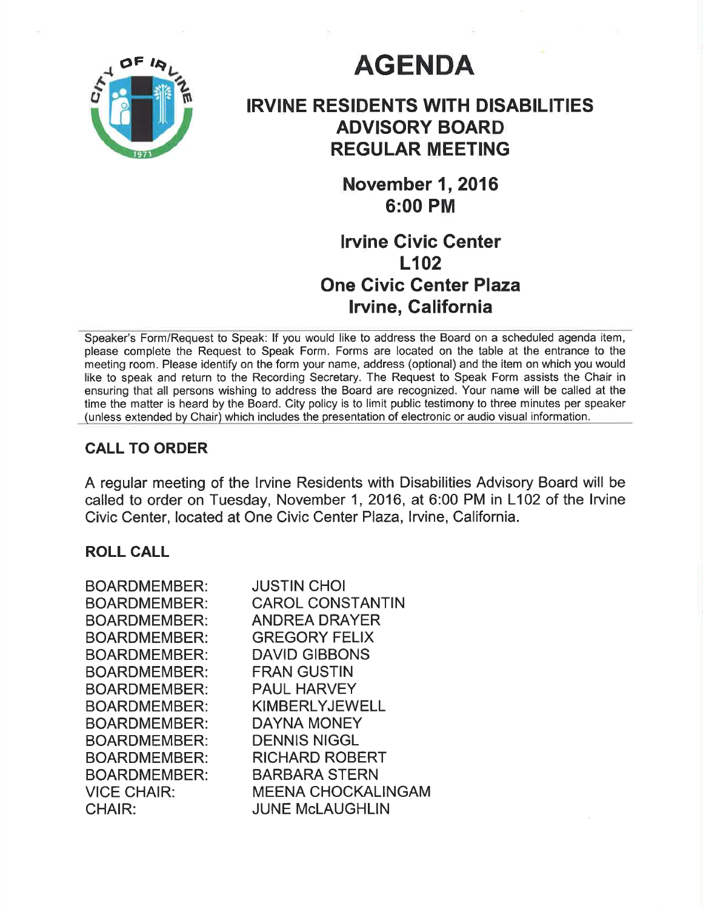# AGENDA

## IRVINE RESIDENTS WITH DISABILITIES ADVISORY BOARD REGULAR MEETING

### November 1, 2016
### 6:00 PM

### Irvine Civic Center
### L102
### One Civic Center Plaza
### Irvine, California

Speaker's Form/Request to Speak: If you would like to address the Board on a scheduled agenda item, please complete the Request to Speak Form. Forms are located on the table at the entrance to the meeting room. Please identify on the form your name, address (optional) and the item on which you would like to speak and return to the Recording Secretary. The Request to Speak Form assists the Chair in ensuring that all persons wishing to address the Board are recognized. Your name will be called at the time the matter is heard by the Board. City policy is to limit public testimony to three minutes per speaker (unless extended by Chair) which includes the presentation of electronic or audio visual information.

## CALL TO ORDER

A regular meeting of the Irvine Residents with Disabilities Advisory Board will be called to order on Tuesday, November 1, 2016, at 6:00 PM in L102 of the Irvine Civic Center, located at One Civic Center Plaza, Irvine, California.

## ROLL CALL

| | |
|---|---|
| BOARDMEMBER: | JUSTIN CHOI |
| BOARDMEMBER: | CAROL CONSTANTIN |
| BOARDMEMBER: | ANDREA DRAYER |
| BOARDMEMBER: | GREGORY FELIX |
| BOARDMEMBER: | DAVID GIBBONS |
| BOARDMEMBER: | FRAN GUSTIN |
| BOARDMEMBER: | PAUL HARVEY |
| BOARDMEMBER: | KIMBERLYJEWELL |
| BOARDMEMBER: | DAYNA MONEY |
| BOARDMEMBER: | DENNIS NIGGL |
| BOARDMEMBER: | RICHARD ROBERT |
| BOARDMEMBER: | BARBARA STERN |
| VICE CHAIR: | MEENA CHOCKALINGAM |
| CHAIR: | JUNE McLAUGHLIN |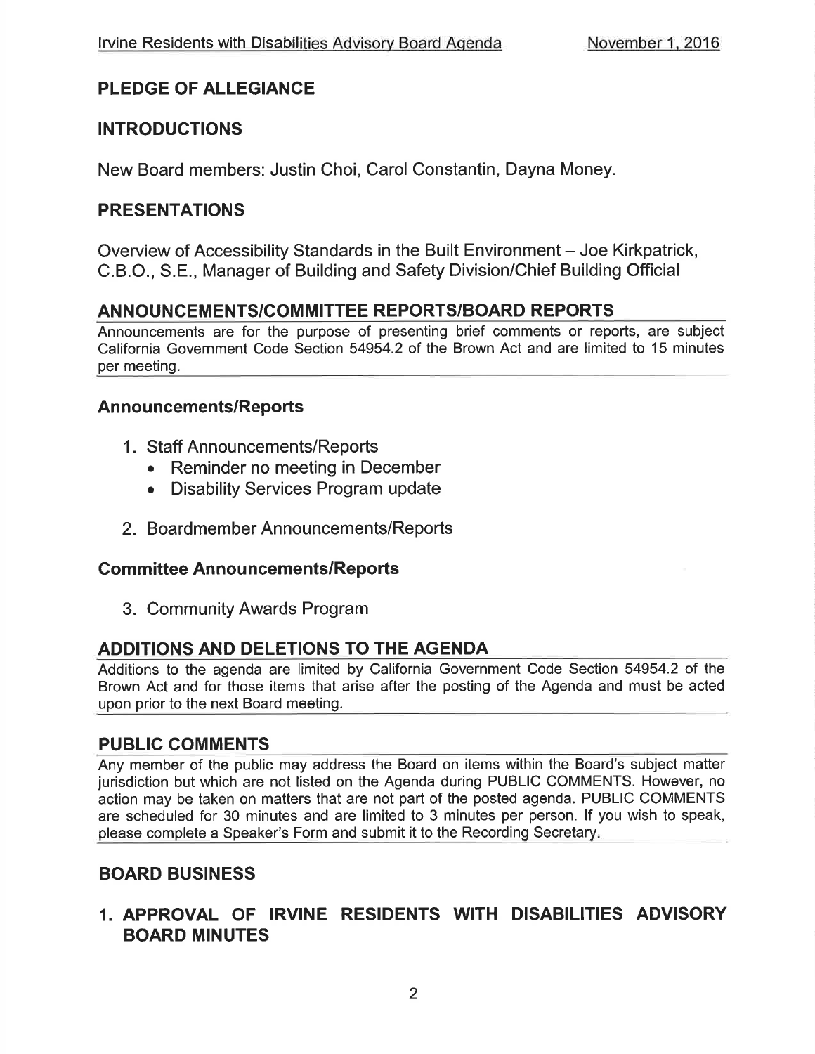## PLEDGE OF ALLEGIANCE

## INTRODUCTIONS

New Board members: Justin Choi, Carol Constantin, Dayna Money.

## PRESENTATIONS

Overview of Accessibility Standards in the Built Environment – Joe Kirkpatrick, C.B.O., S.E., Manager of Building and Safety Division/Chief Building Official

## ANNOUNCEMENTS/COMMITTEE REPORTS/BOARD REPORTS

Announcements are for the purpose of presenting brief comments or reports, are subject California Government Code Section 54954.2 of the Brown Act and are limited to 15 minutes per meeting.

### Announcements/Reports

1. Staff Announcements/Reports
   - Reminder no meeting in December
   - Disability Services Program update
2. Boardmember Announcements/Reports

### Committee Announcements/Reports

3. Community Awards Program

## ADDITIONS AND DELETIONS TO THE AGENDA

Additions to the agenda are limited by California Government Code Section 54954.2 of the Brown Act and for those items that arise after the posting of the Agenda and must be acted upon prior to the next Board meeting.

## PUBLIC COMMENTS

Any member of the public may address the Board on items within the Board's subject matter jurisdiction but which are not listed on the Agenda during PUBLIC COMMENTS. However, no action may be taken on matters that are not part of the posted agenda. PUBLIC COMMENTS are scheduled for 30 minutes and are limited to 3 minutes per person. If you wish to speak, please complete a Speaker's Form and submit it to the Recording Secretary.

## BOARD BUSINESS

## 1. APPROVAL OF IRVINE RESIDENTS WITH DISABILITIES ADVISORY BOARD MINUTES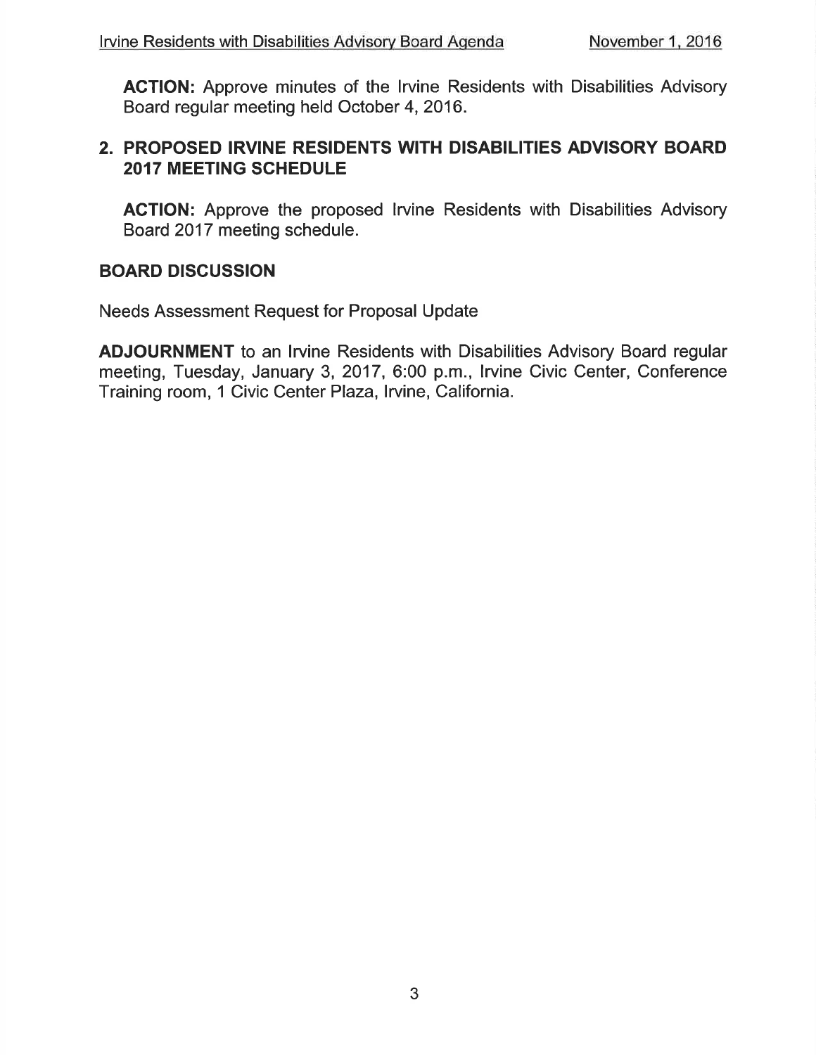**ACTION:** Approve minutes of the Irvine Residents with Disabilities Advisory Board regular meeting held October 4, 2016.

## 2. PROPOSED IRVINE RESIDENTS WITH DISABILITIES ADVISORY BOARD 2017 MEETING SCHEDULE

**ACTION:** Approve the proposed Irvine Residents with Disabilities Advisory Board 2017 meeting schedule.

## BOARD DISCUSSION

Needs Assessment Request for Proposal Update

**ADJOURNMENT** to an Irvine Residents with Disabilities Advisory Board regular meeting, Tuesday, January 3, 2017, 6:00 p.m., Irvine Civic Center, Conference Training room, 1 Civic Center Plaza, Irvine, California.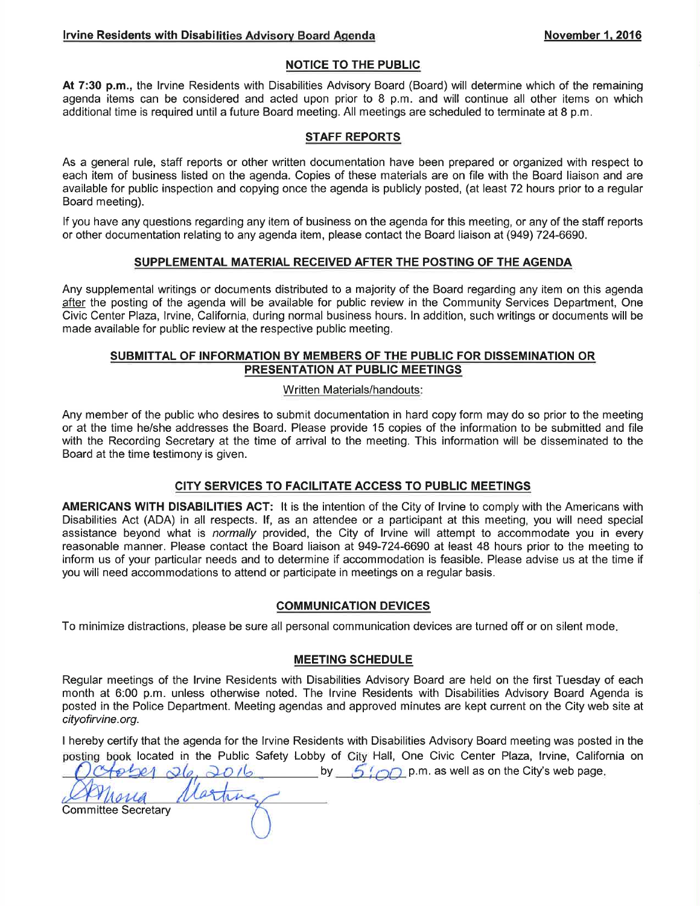## NOTICE TO THE PUBLIC

**At 7:30 p.m.,** the Irvine Residents with Disabilities Advisory Board (Board) will determine which of the remaining agenda items can be considered and acted upon prior to 8 p.m. and will continue all other items on which additional time is required until a future Board meeting. All meetings are scheduled to terminate at 8 p.m.

## STAFF REPORTS

As a general rule, staff reports or other written documentation have been prepared or organized with respect to each item of business listed on the agenda. Copies of these materials are on file with the Board liaison and are available for public inspection and copying once the agenda is publicly posted, (at least 72 hours prior to a regular Board meeting).

If you have any questions regarding any item of business on the agenda for this meeting, or any of the staff reports or other documentation relating to any agenda item, please contact the Board liaison at (949) 724-6690.

## SUPPLEMENTAL MATERIAL RECEIVED AFTER THE POSTING OF THE AGENDA

Any supplemental writings or documents distributed to a majority of the Board regarding any item on this agenda after the posting of the agenda will be available for public review in the Community Services Department, One Civic Center Plaza, Irvine, California, during normal business hours. In addition, such writings or documents will be made available for public review at the respective public meeting.

## SUBMITTAL OF INFORMATION BY MEMBERS OF THE PUBLIC FOR DISSEMINATION OR PRESENTATION AT PUBLIC MEETINGS

Written Materials/handouts:

Any member of the public who desires to submit documentation in hard copy form may do so prior to the meeting or at the time he/she addresses the Board. Please provide 15 copies of the information to be submitted and file with the Recording Secretary at the time of arrival to the meeting. This information will be disseminated to the Board at the time testimony is given.

## CITY SERVICES TO FACILITATE ACCESS TO PUBLIC MEETINGS

**AMERICANS WITH DISABILITIES ACT:** It is the intention of the City of Irvine to comply with the Americans with Disabilities Act (ADA) in all respects. If, as an attendee or a participant at this meeting, you will need special assistance beyond what is *normally* provided, the City of Irvine will attempt to accommodate you in every reasonable manner. Please contact the Board liaison at 949-724-6690 at least 48 hours prior to the meeting to inform us of your particular needs and to determine if accommodation is feasible. Please advise us at the time if you will need accommodations to attend or participate in meetings on a regular basis.

## COMMUNICATION DEVICES

To minimize distractions, please be sure all personal communication devices are turned off or on silent mode.

## MEETING SCHEDULE

Regular meetings of the Irvine Residents with Disabilities Advisory Board are held on the first Tuesday of each month at 6:00 p.m. unless otherwise noted. The Irvine Residents with Disabilities Advisory Board Agenda is posted in the Police Department. Meeting agendas and approved minutes are kept current on the City web site at *cityofirvine.org*.

I hereby certify that the agenda for the Irvine Residents with Disabilities Advisory Board meeting was posted in the posting book located in the Public Safety Lobby of City Hall, One Civic Center Plaza, Irvine, California on October 26, 2016 by 5:00 p.m. as well as on the City's web page.

Ramona Martinez

Committee Secretary